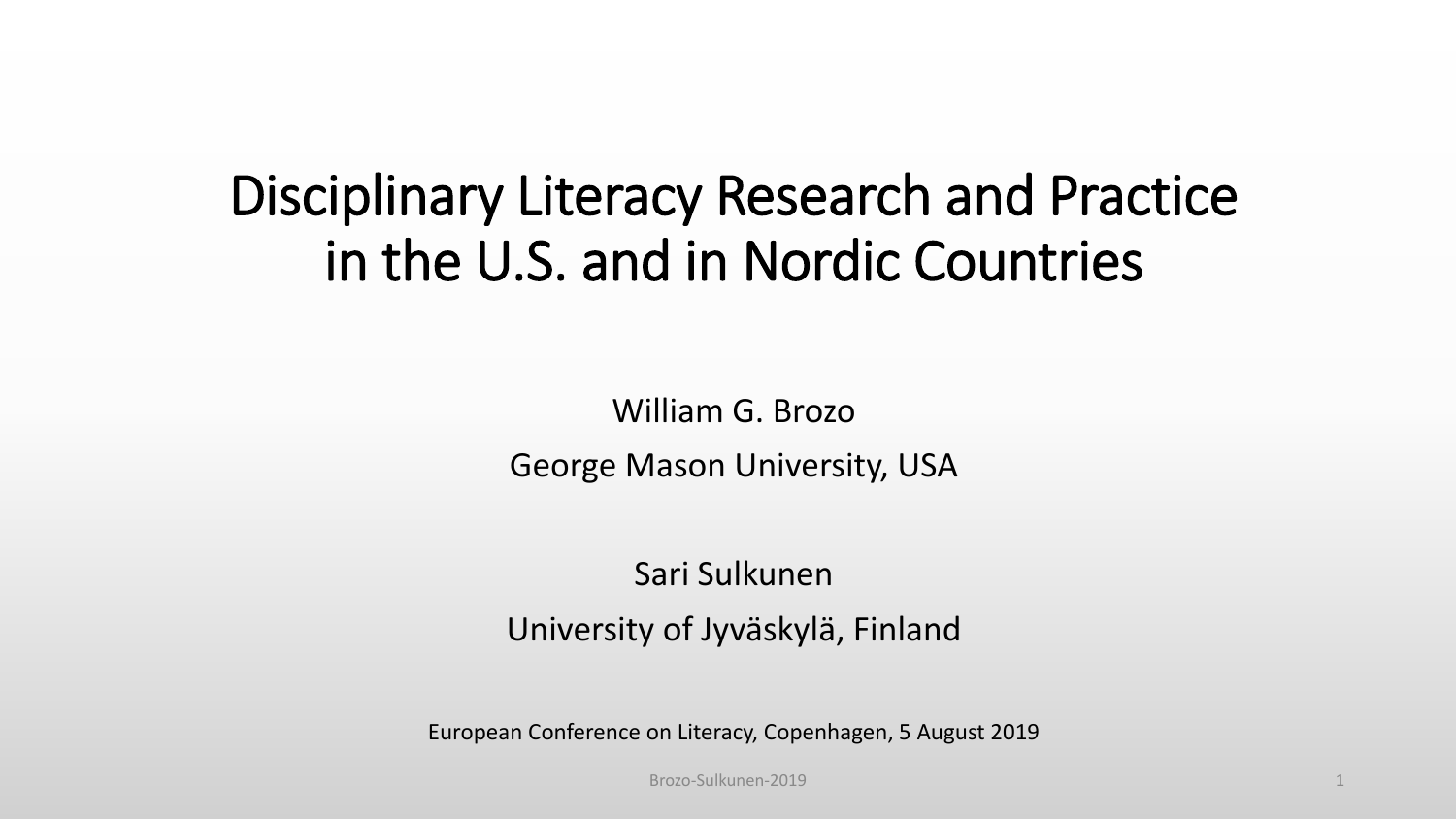# Disciplinary Literacy Research and Practice in the U.S. and in Nordic Countries

William G. Brozo

George Mason University, USA

Sari Sulkunen

University of Jyväskylä, Finland

European Conference on Literacy, Copenhagen, 5 August 2019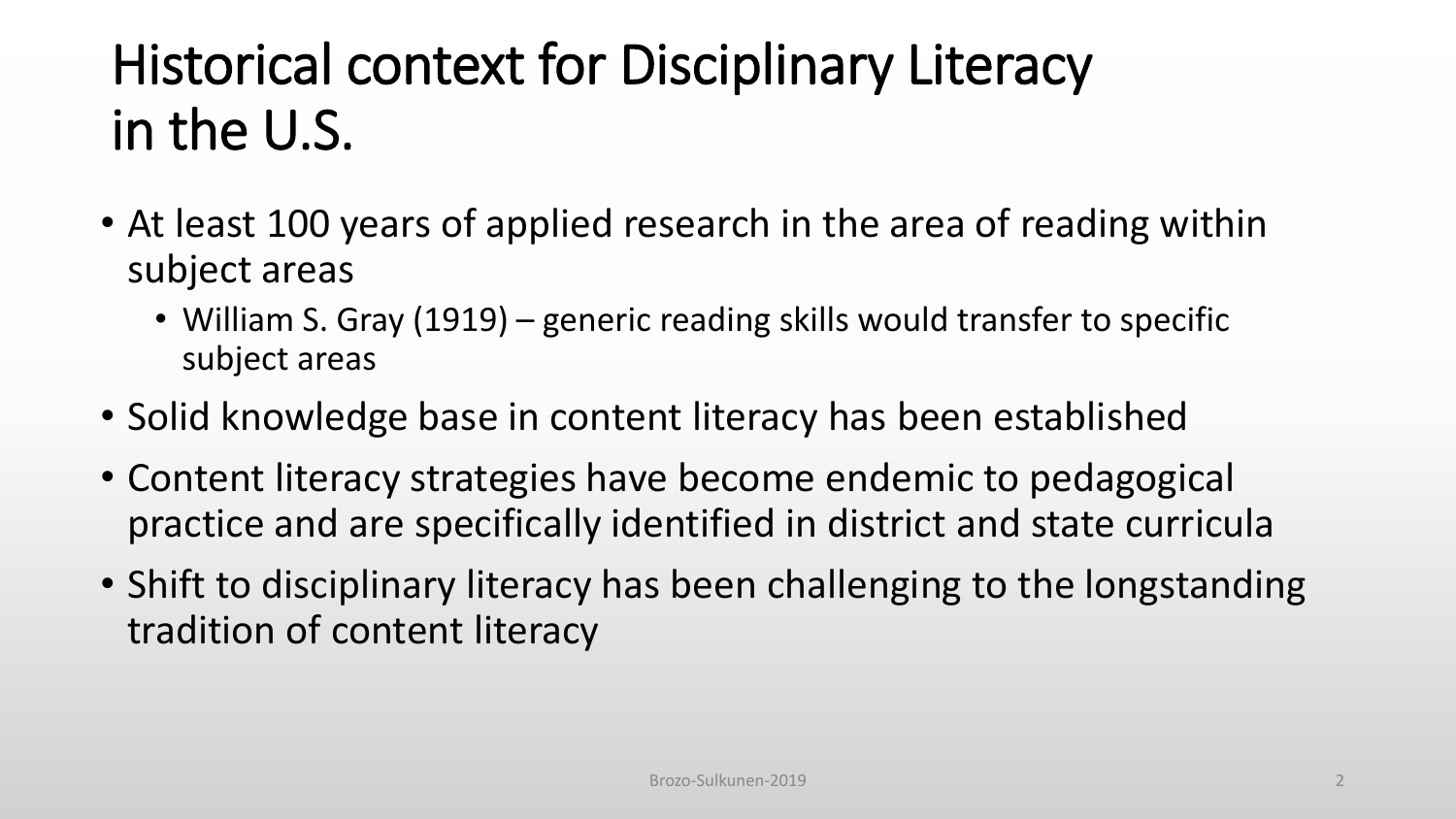# Historical context for Disciplinary Literacy in the U.S.

- At least 100 years of applied research in the area of reading within subject areas
  - William S. Gray (1919) – generic reading skills would transfer to specific subject areas
- Solid knowledge base in content literacy has been established
- Content literacy strategies have become endemic to pedagogical practice and are specifically identified in district and state curricula
- Shift to disciplinary literacy has been challenging to the longstanding tradition of content literacy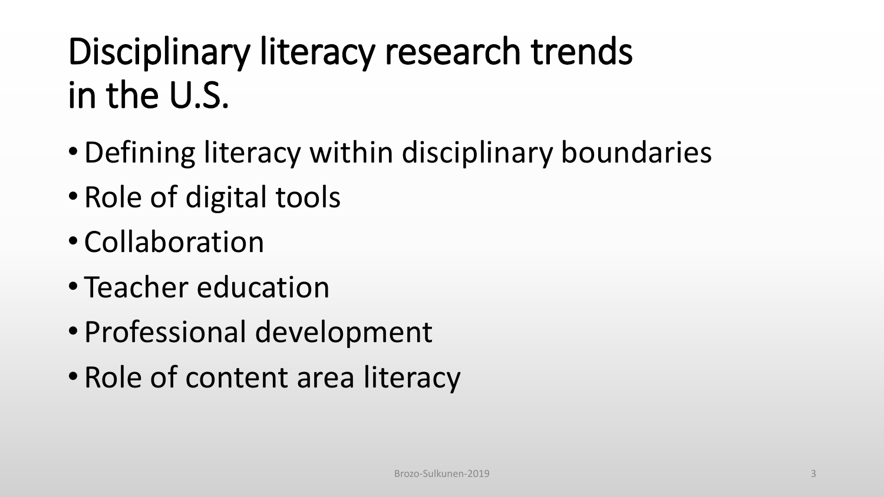# Disciplinary literacy research trends in the U.S.

- Defining literacy within disciplinary boundaries
- Role of digital tools
- Collaboration
- Teacher education
- Professional development
- Role of content area literacy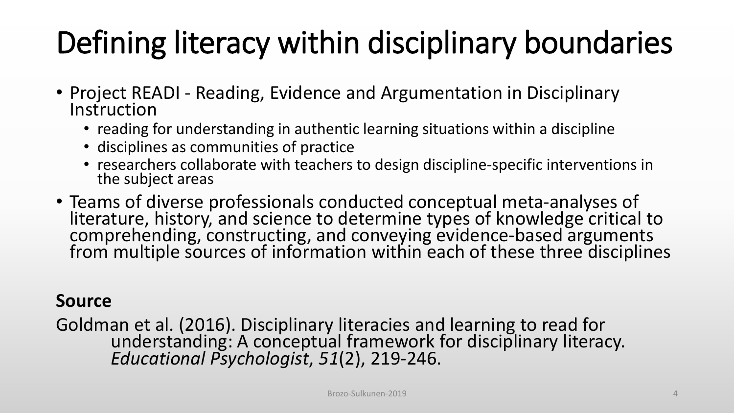# Defining literacy within disciplinary boundaries

- Project READI - Reading, Evidence and Argumentation in Disciplinary Instruction
  - reading for understanding in authentic learning situations within a discipline
  - disciplines as communities of practice
  - researchers collaborate with teachers to design discipline-specific interventions in the subject areas
- Teams of diverse professionals conducted conceptual meta-analyses of literature, history, and science to determine types of knowledge critical to comprehending, constructing, and conveying evidence-based arguments from multiple sources of information within each of these three disciplines

**Source**

Goldman et al. (2016). Disciplinary literacies and learning to read for understanding: A conceptual framework for disciplinary literacy. *Educational Psychologist*, *51*(2), 219-246.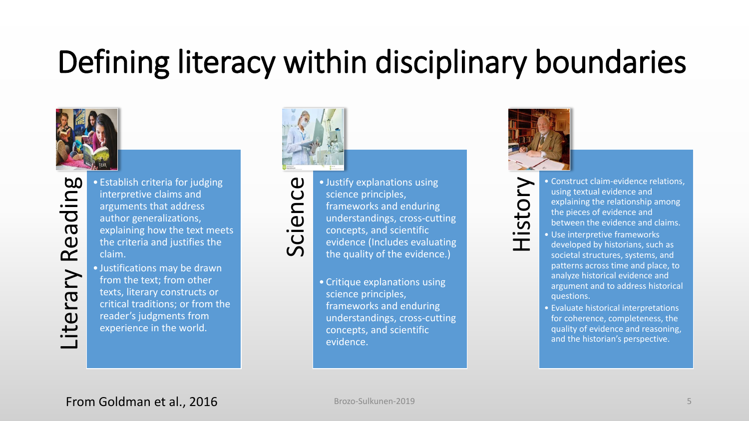# Defining literacy within disciplinary boundaries

## Literary Reading

- Establish criteria for judging interpretive claims and arguments that address author generalizations, explaining how the text meets the criteria and justifies the claim.
- Justifications may be drawn from the text; from other texts, literary constructs or critical traditions; or from the reader's judgments from experience in the world.

## Science

- Justify explanations using science principles, frameworks and enduring understandings, cross-cutting concepts, and scientific evidence (Includes evaluating the quality of the evidence.)
- Critique explanations using science principles, frameworks and enduring understandings, cross-cutting concepts, and scientific evidence.

## History

- Construct claim-evidence relations, using textual evidence and explaining the relationship among the pieces of evidence and between the evidence and claims.
- Use interpretive frameworks developed by historians, such as societal structures, systems, and patterns across time and place, to analyze historical evidence and argument and to address historical questions.
- Evaluate historical interpretations for coherence, completeness, the quality of evidence and reasoning, and the historian's perspective.

From Goldman et al., 2016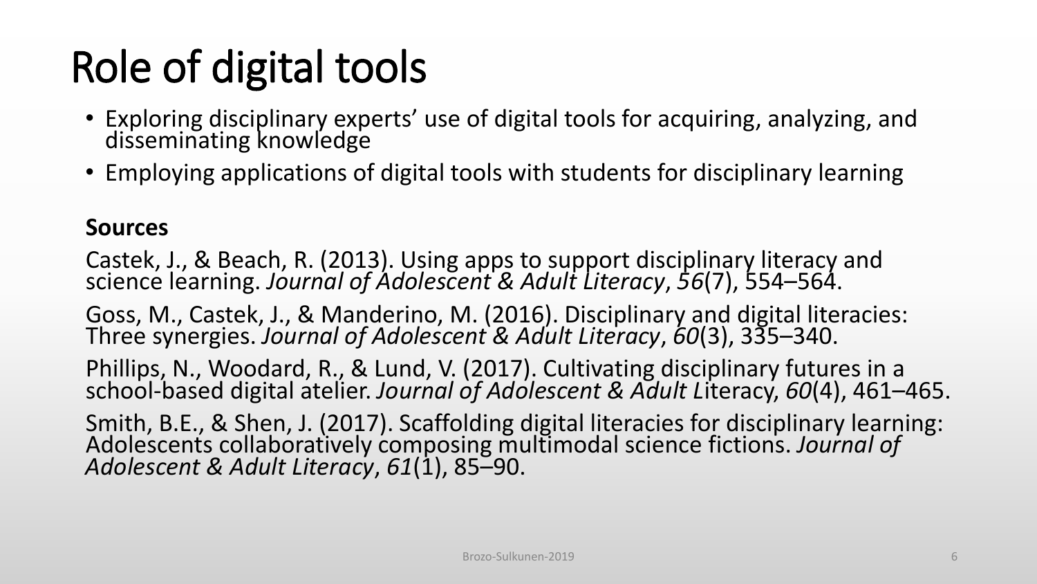# Role of digital tools

- Exploring disciplinary experts' use of digital tools for acquiring, analyzing, and disseminating knowledge
- Employing applications of digital tools with students for disciplinary learning

**Sources**

Castek, J., & Beach, R. (2013). Using apps to support disciplinary literacy and science learning. *Journal of Adolescent & Adult Literacy*, *56*(7), 554–564.

Goss, M., Castek, J., & Manderino, M. (2016). Disciplinary and digital literacies: Three synergies. *Journal of Adolescent & Adult Literacy*, *60*(3), 335–340.

Phillips, N., Woodard, R., & Lund, V. (2017). Cultivating disciplinary futures in a school-based digital atelier. *Journal of Adolescent & Adult L*iteracy, *60*(4), 461–465.

Smith, B.E., & Shen, J. (2017). Scaffolding digital literacies for disciplinary learning: Adolescents collaboratively composing multimodal science fictions. *Journal of Adolescent & Adult Literacy*, *61*(1), 85–90.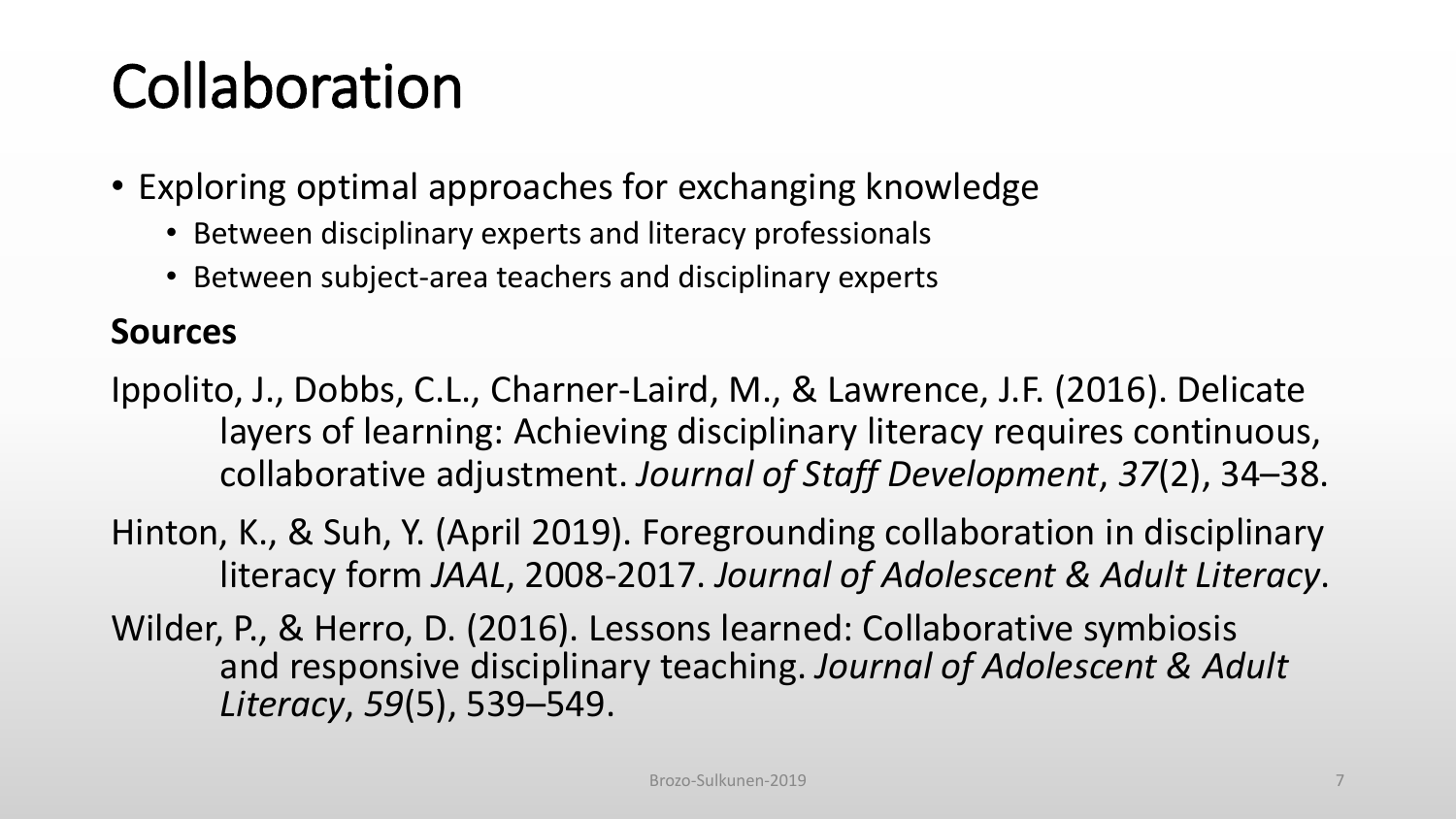# Collaboration

- Exploring optimal approaches for exchanging knowledge
  - Between disciplinary experts and literacy professionals
  - Between subject-area teachers and disciplinary experts

**Sources**

Ippolito, J., Dobbs, C.L., Charner-Laird, M., & Lawrence, J.F. (2016). Delicate layers of learning: Achieving disciplinary literacy requires continuous, collaborative adjustment. *Journal of Staff Development*, *37*(2), 34–38.

Hinton, K., & Suh, Y. (April 2019). Foregrounding collaboration in disciplinary literacy form *JAAL*, 2008-2017. *Journal of Adolescent & Adult Literacy*.

Wilder, P., & Herro, D. (2016). Lessons learned: Collaborative symbiosis and responsive disciplinary teaching. *Journal of Adolescent & Adult Literacy*, *59*(5), 539–549.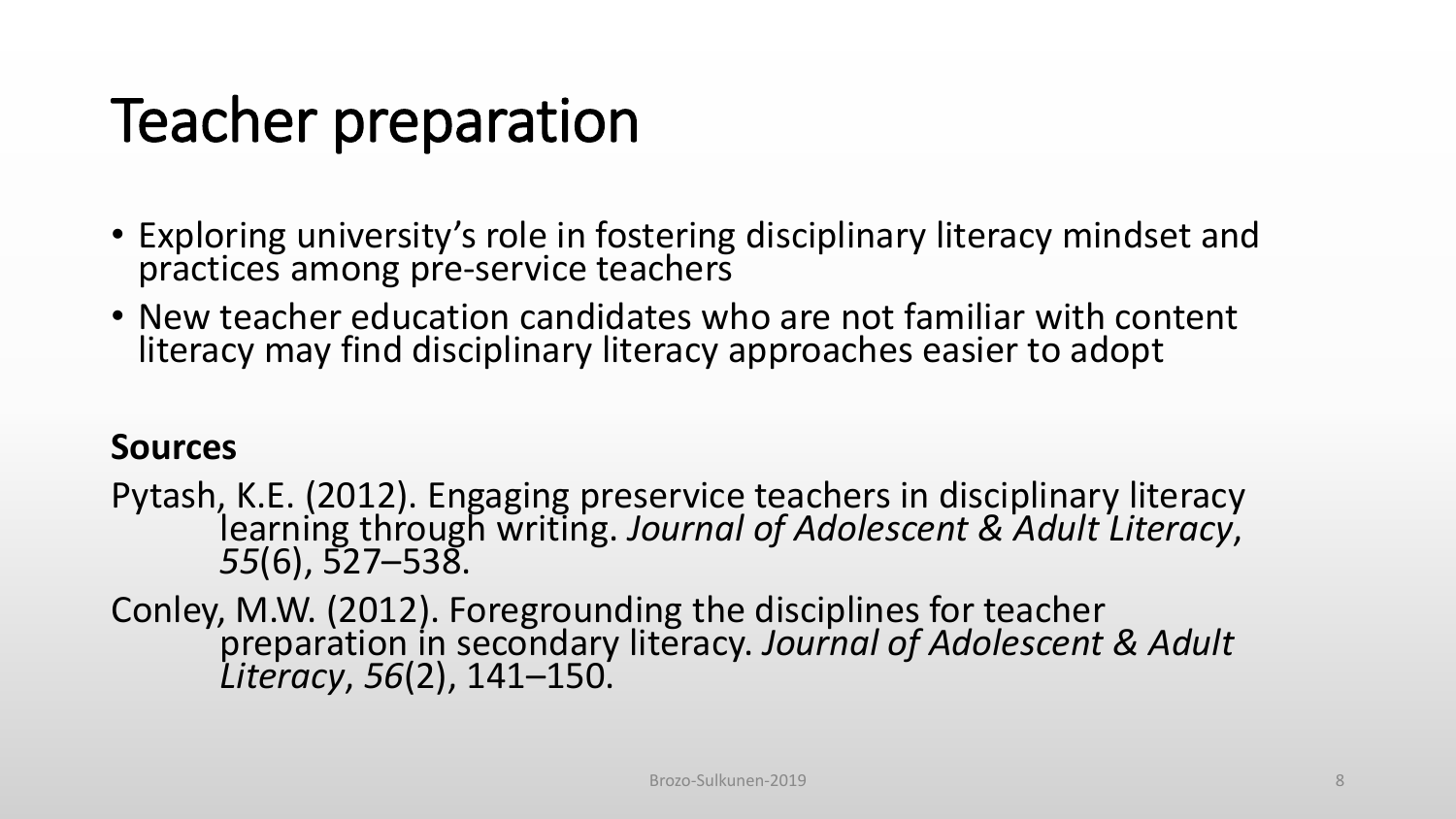# Teacher preparation

- Exploring university's role in fostering disciplinary literacy mindset and practices among pre-service teachers
- New teacher education candidates who are not familiar with content literacy may find disciplinary literacy approaches easier to adopt

**Sources**

Pytash, K.E. (2012). Engaging preservice teachers in disciplinary literacy learning through writing. *Journal of Adolescent & Adult Literacy*, *55*(6), 527–538.

Conley, M.W. (2012). Foregrounding the disciplines for teacher preparation in secondary literacy. *Journal of Adolescent & Adult Literacy*, *56*(2), 141–150.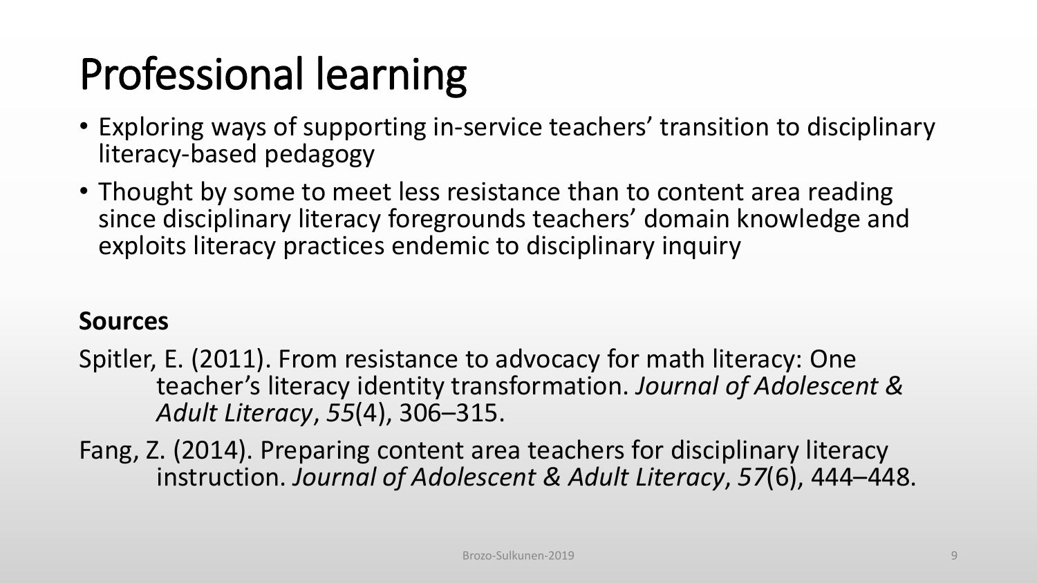# Professional learning

- Exploring ways of supporting in-service teachers' transition to disciplinary literacy-based pedagogy
- Thought by some to meet less resistance than to content area reading since disciplinary literacy foregrounds teachers' domain knowledge and exploits literacy practices endemic to disciplinary inquiry

**Sources**

Spitler, E. (2011). From resistance to advocacy for math literacy: One teacher's literacy identity transformation. *Journal of Adolescent & Adult Literacy*, *55*(4), 306–315.

Fang, Z. (2014). Preparing content area teachers for disciplinary literacy instruction. *Journal of Adolescent & Adult Literacy*, *57*(6), 444–448.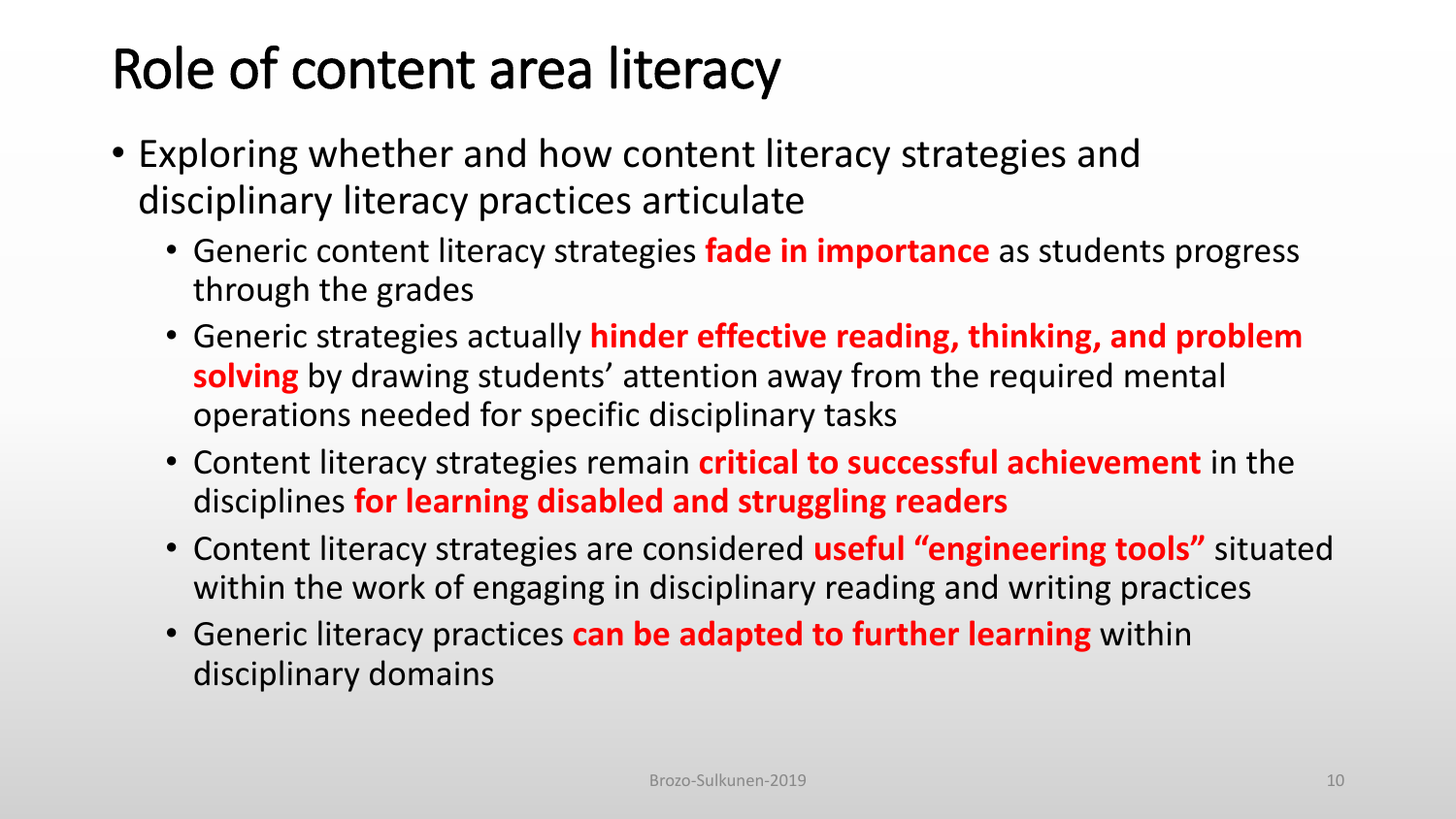# Role of content area literacy

- Exploring whether and how content literacy strategies and disciplinary literacy practices articulate
  - Generic content literacy strategies **fade in importance** as students progress through the grades
  - Generic strategies actually **hinder effective reading, thinking, and problem solving** by drawing students' attention away from the required mental operations needed for specific disciplinary tasks
  - Content literacy strategies remain **critical to successful achievement** in the disciplines **for learning disabled and struggling readers**
  - Content literacy strategies are considered **useful "engineering tools"** situated within the work of engaging in disciplinary reading and writing practices
  - Generic literacy practices **can be adapted to further learning** within disciplinary domains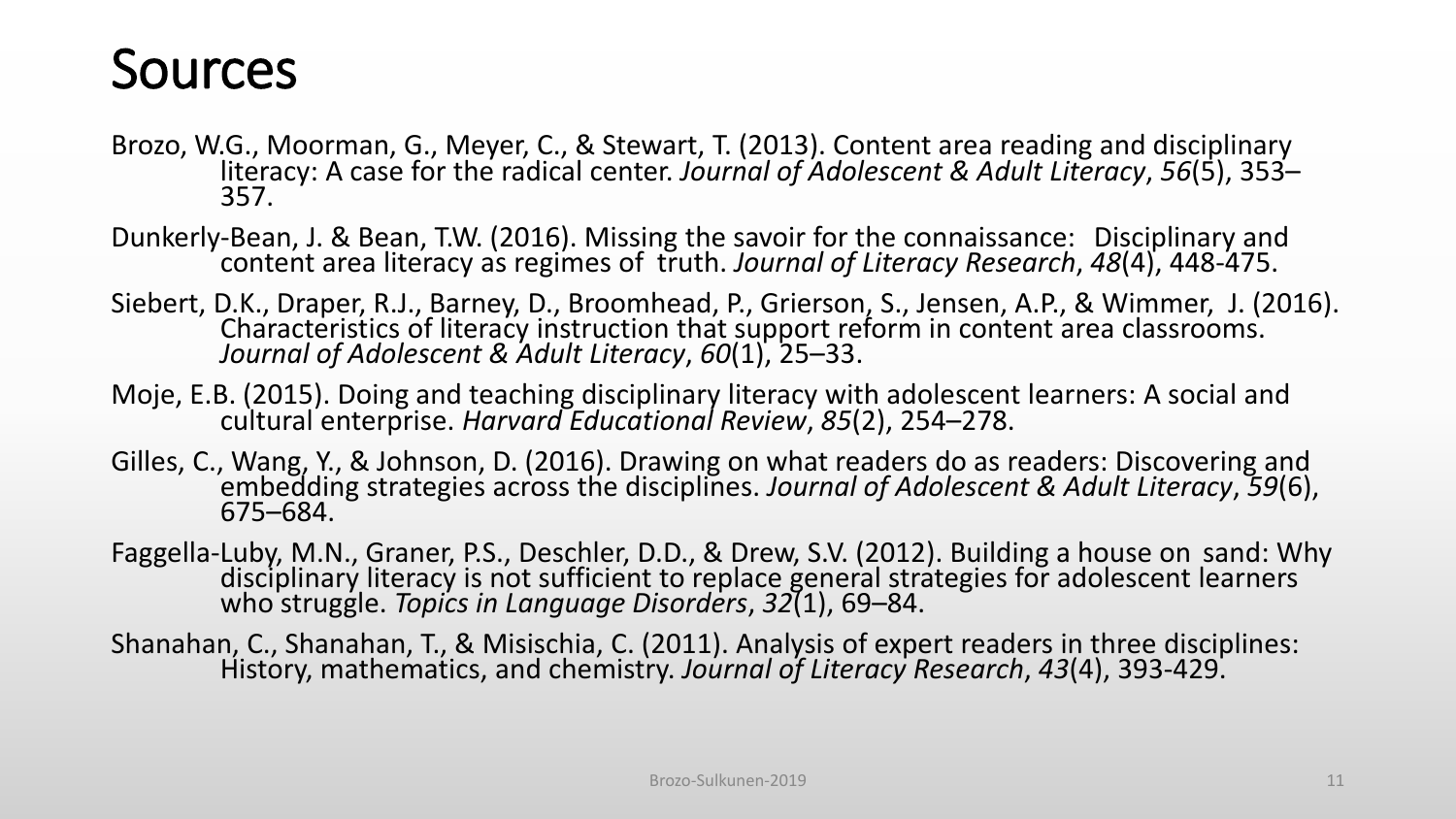# Sources

Brozo, W.G., Moorman, G., Meyer, C., & Stewart, T. (2013). Content area reading and disciplinary literacy: A case for the radical center. *Journal of Adolescent & Adult Literacy*, *56*(5), 353–357.

Dunkerly-Bean, J. & Bean, T.W. (2016). Missing the savoir for the connaissance: Disciplinary and content area literacy as regimes of truth. *Journal of Literacy Research*, *48*(4), 448-475.

Siebert, D.K., Draper, R.J., Barney, D., Broomhead, P., Grierson, S., Jensen, A.P., & Wimmer, J. (2016). Characteristics of literacy instruction that support reform in content area classrooms. *Journal of Adolescent & Adult Literacy*, *60*(1), 25–33.

Moje, E.B. (2015). Doing and teaching disciplinary literacy with adolescent learners: A social and cultural enterprise. *Harvard Educational Review*, *85*(2), 254–278.

Gilles, C., Wang, Y., & Johnson, D. (2016). Drawing on what readers do as readers: Discovering and embedding strategies across the disciplines. *Journal of Adolescent & Adult Literacy*, *59*(6), 675–684.

Faggella-Luby, M.N., Graner, P.S., Deschler, D.D., & Drew, S.V. (2012). Building a house on sand: Why disciplinary literacy is not sufficient to replace general strategies for adolescent learners who struggle. *Topics in Language Disorders*, *32*(1), 69–84.

Shanahan, C., Shanahan, T., & Misischia, C. (2011). Analysis of expert readers in three disciplines: History, mathematics, and chemistry. *Journal of Literacy Research*, *43*(4), 393-429.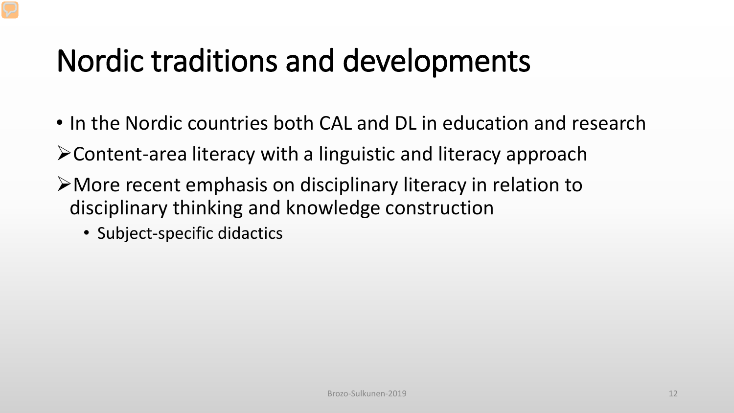# Nordic traditions and developments

- In the Nordic countries both CAL and DL in education and research
- Content-area literacy with a linguistic and literacy approach
- More recent emphasis on disciplinary literacy in relation to disciplinary thinking and knowledge construction
  - Subject-specific didactics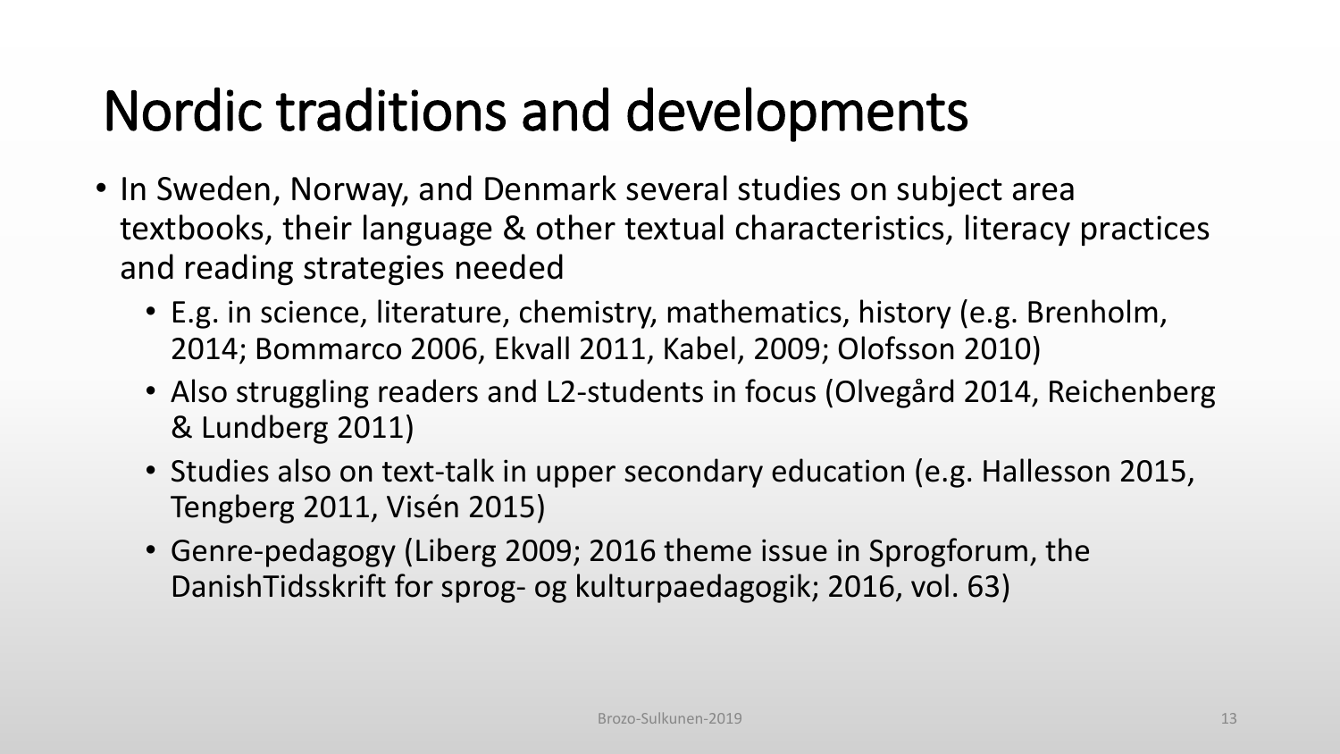# Nordic traditions and developments

- In Sweden, Norway, and Denmark several studies on subject area textbooks, their language & other textual characteristics, literacy practices and reading strategies needed
  - E.g. in science, literature, chemistry, mathematics, history (e.g. Brenholm, 2014; Bommarco 2006, Ekvall 2011, Kabel, 2009; Olofsson 2010)
  - Also struggling readers and L2-students in focus (Olvegård 2014, Reichenberg & Lundberg 2011)
  - Studies also on text-talk in upper secondary education (e.g. Hallesson 2015, Tengberg 2011, Visén 2015)
  - Genre-pedagogy (Liberg 2009; 2016 theme issue in Sprogforum, the DanishTidsskrift for sprog- og kulturpaedagogik; 2016, vol. 63)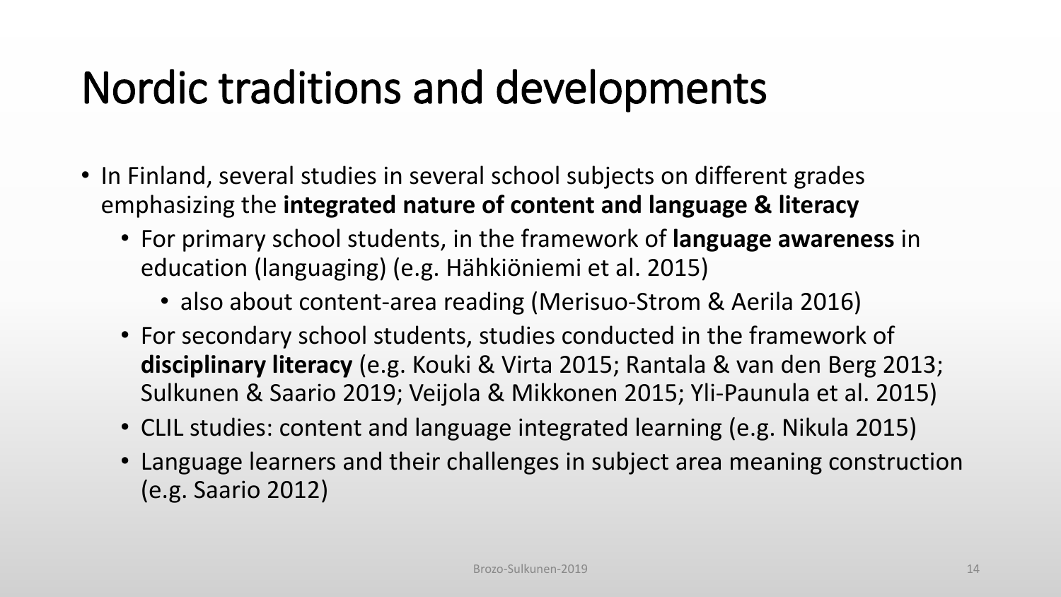# Nordic traditions and developments

- In Finland, several studies in several school subjects on different grades emphasizing the **integrated nature of content and language & literacy**
  - For primary school students, in the framework of **language awareness** in education (languaging) (e.g. Hähkiöniemi et al. 2015)
    - also about content-area reading (Merisuo-Strom & Aerila 2016)
  - For secondary school students, studies conducted in the framework of **disciplinary literacy** (e.g. Kouki & Virta 2015; Rantala & van den Berg 2013; Sulkunen & Saario 2019; Veijola & Mikkonen 2015; Yli-Paunula et al. 2015)
  - CLIL studies: content and language integrated learning (e.g. Nikula 2015)
  - Language learners and their challenges in subject area meaning construction (e.g. Saario 2012)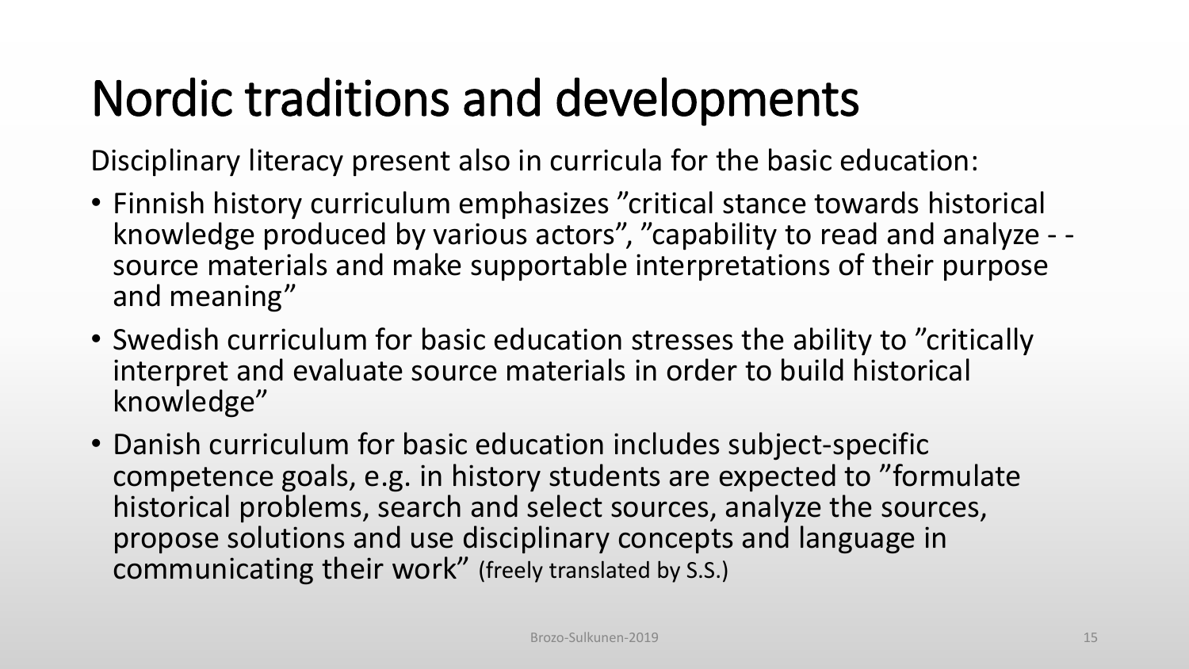# Nordic traditions and developments

Disciplinary literacy present also in curricula for the basic education:

- Finnish history curriculum emphasizes ”critical stance towards historical knowledge produced by various actors”, ”capability to read and analyze - - source materials and make supportable interpretations of their purpose and meaning”
- Swedish curriculum for basic education stresses the ability to ”critically interpret and evaluate source materials in order to build historical knowledge”
- Danish curriculum for basic education includes subject-specific competence goals, e.g. in history students are expected to ”formulate historical problems, search and select sources, analyze the sources, propose solutions and use disciplinary concepts and language in communicating their work” (freely translated by S.S.)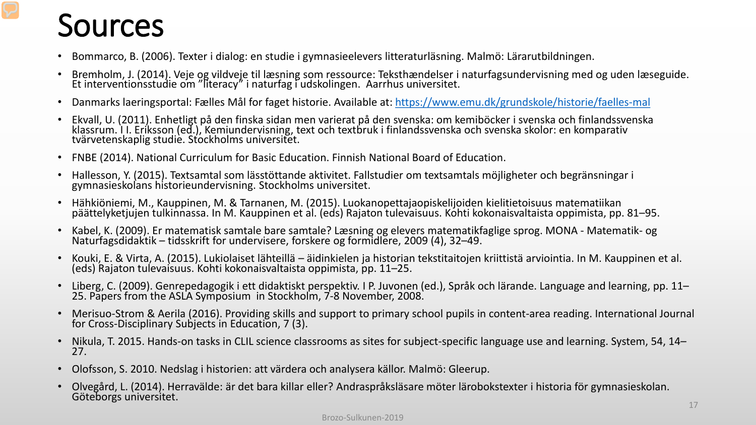# Sources

- Bommarco, B. (2006). Texter i dialog: en studie i gymnasieelevers litteraturläsning. Malmö: Lärarutbildningen.
- Bremholm, J. (2014). Veje og vildveje til læsning som ressource: Teksthændelser i naturfagsundervisning med og uden læseguide. Et interventionsstudie om "literacy" i naturfag i udskolingen. Aarrhus universitet.
- Danmarks laeringsportal: Fælles Mål for faget historie. Available at: https://www.emu.dk/grundskole/historie/faelles-mal
- Ekvall, U. (2011). Enhetligt på den finska sidan men varierat på den svenska: om kemiböcker i svenska och finlandssvenska klassrum. I I. Eriksson (ed.), Kemiundervisning, text och textbruk i finlandssvenska och svenska skolor: en komparativ tvärvetenskaplig studie. Stockholms universitet.
- FNBE (2014). National Curriculum for Basic Education. Finnish National Board of Education.
- Hallesson, Y. (2015). Textsamtal som lässtöttande aktivitet. Fallstudier om textsamtals möjligheter och begränsningar i gymnasieskolans historieundervisning. Stockholms universitet.
- Hähkiöniemi, M., Kauppinen, M. & Tarnanen, M. (2015). Luokanopettajaopiskelijoiden kielitietoisuus matematiikan päättelyketjujen tulkinnassa. In M. Kauppinen et al. (eds) Rajaton tulevaisuus. Kohti kokonaisvaltaista oppimista, pp. 81–95.
- Kabel, K. (2009). Er matematisk samtale bare samtale? Læsning og elevers matematikfaglige sprog. MONA - Matematik- og Naturfagsdidaktik – tidsskrift for undervisere, forskere og formidlere, 2009 (4), 32–49.
- Kouki, E. & Virta, A. (2015). Lukiolaiset lähteillä – äidinkielen ja historian tekstitaitojen kriittistä arviointia. In M. Kauppinen et al. (eds) Rajaton tulevaisuus. Kohti kokonaisvaltaista oppimista, pp. 11–25.
- Liberg, C. (2009). Genrepedagogik i ett didaktiskt perspektiv. I P. Juvonen (ed.), Språk och lärande. Language and learning, pp. 11–25. Papers from the ASLA Symposium in Stockholm, 7-8 November, 2008.
- Merisuo-Strom & Aerila (2016). Providing skills and support to primary school pupils in content-area reading. International Journal for Cross-Disciplinary Subjects in Education, 7 (3).
- Nikula, T. 2015. Hands-on tasks in CLIL science classrooms as sites for subject-specific language use and learning. System, 54, 14–27.
- Olofsson, S. 2010. Nedslag i historien: att värdera och analysera källor. Malmö: Gleerup.
- Olvegård, L. (2014). Herravälde: är det bara killar eller? Andraspråksläsare möter lärobokstexter i historia för gymnasieskolan. Göteborgs universitet.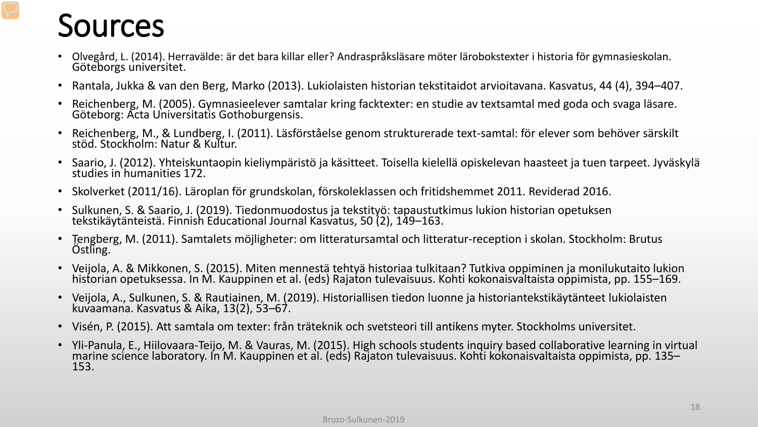# Sources

- Olvegård, L. (2014). Herravälde: är det bara killar eller? Andraspråksläsare möter lärobokstexter i historia för gymnasieskolan. Göteborgs universitet.
- Rantala, Jukka & van den Berg, Marko (2013). Lukiolaisten historian tekstitaidot arvioitavana. Kasvatus, 44 (4), 394–407.
- Reichenberg, M. (2005). Gymnasieelever samtalar kring facktexter: en studie av textsamtal med goda och svaga läsare. Göteborg: Acta Universitatis Gothoburgensis.
- Reichenberg, M., & Lundberg, I. (2011). Läsförståelse genom strukturerade text-samtal: för elever som behöver särskilt stöd. Stockholm: Natur & Kultur.
- Saario, J. (2012). Yhteiskuntaopin kieliympäristö ja käsitteet. Toisella kielellä opiskelevan haasteet ja tuen tarpeet. Jyväskylä studies in humanities 172.
- Skolverket (2011/16). Läroplan för grundskolan, förskoleklassen och fritidshemmet 2011. Reviderad 2016.
- Sulkunen, S. & Saario, J. (2019). Tiedonmuodostus ja tekstityö: tapaustutkimus lukion historian opetuksen tekstikäytänteistä. Finnish Educational Journal Kasvatus, 50 (2), 149–163.
- Tengberg, M. (2011). Samtalets möjligheter: om litteratursamtal och litteratur-reception i skolan. Stockholm: Brutus Östling.
- Veijola, A. & Mikkonen, S. (2015). Miten mennestä tehtyä historiaa tulkitaan? Tutkiva oppiminen ja monilukutaito lukion historian opetuksessa. In M. Kauppinen et al. (eds) Rajaton tulevaisuus. Kohti kokonaisvaltaista oppimista, pp. 155–169.
- Veijola, A., Sulkunen, S. & Rautiainen, M. (2019). Historiallisen tiedon luonne ja historiantekstikäytänteet lukiolaisten kuvaamana. Kasvatus & Aika, 13(2), 53–67.
- Visén, P. (2015). Att samtala om texter: från träteknik och svetsteori till antikens myter. Stockholms universitet.
- Yli-Panula, E., Hiilovaara-Teijo, M. & Vauras, M. (2015). High schools students inquiry based collaborative learning in virtual marine science laboratory. In M. Kauppinen et al. (eds) Rajaton tulevaisuus. Kohti kokonaisvaltaista oppimista, pp. 135–153.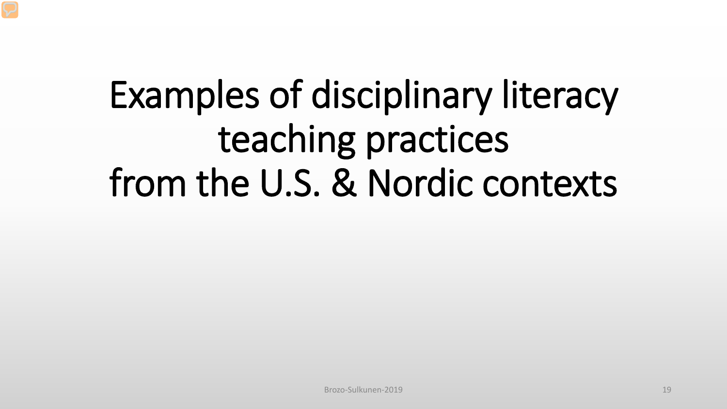# Examples of disciplinary literacy teaching practices from the U.S. & Nordic contexts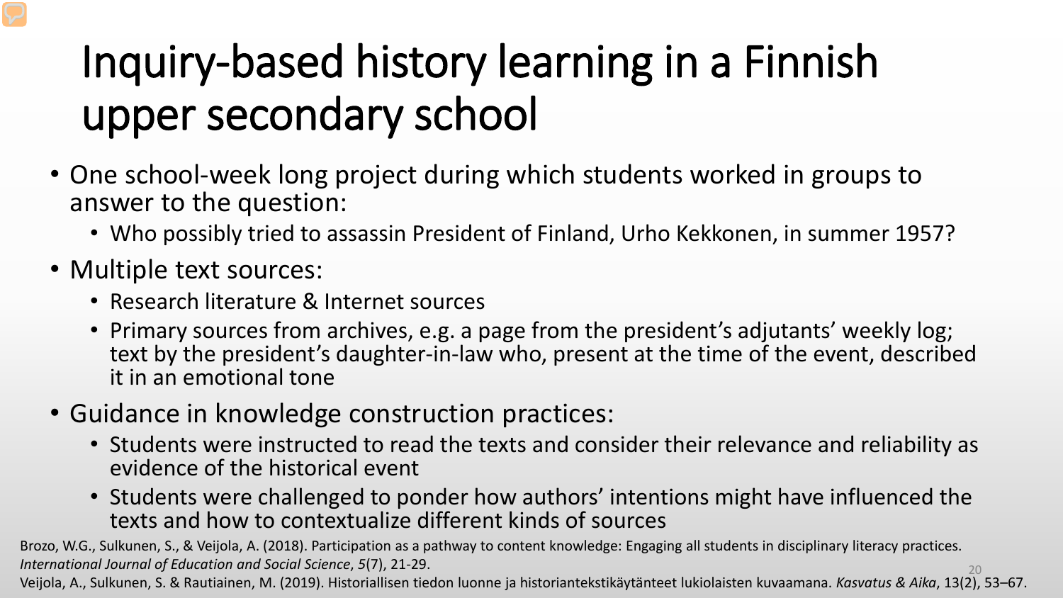# Inquiry-based history learning in a Finnish upper secondary school

- One school-week long project during which students worked in groups to answer to the question:
  - Who possibly tried to assassin President of Finland, Urho Kekkonen, in summer 1957?
- Multiple text sources:
  - Research literature & Internet sources
  - Primary sources from archives, e.g. a page from the president's adjutants' weekly log; text by the president's daughter-in-law who, present at the time of the event, described it in an emotional tone
- Guidance in knowledge construction practices:
  - Students were instructed to read the texts and consider their relevance and reliability as evidence of the historical event
  - Students were challenged to ponder how authors' intentions might have influenced the texts and how to contextualize different kinds of sources

Brozo, W.G., Sulkunen, S., & Veijola, A. (2018). Participation as a pathway to content knowledge: Engaging all students in disciplinary literacy practices. *International Journal of Education and Social Science*, *5*(7), 21-29.

Veijola, A., Sulkunen, S. & Rautiainen, M. (2019). Historiallisen tiedon luonne ja historiantekstikäytänteet lukiolaisten kuvaamana. *Kasvatus & Aika*, 13(2), 53–67.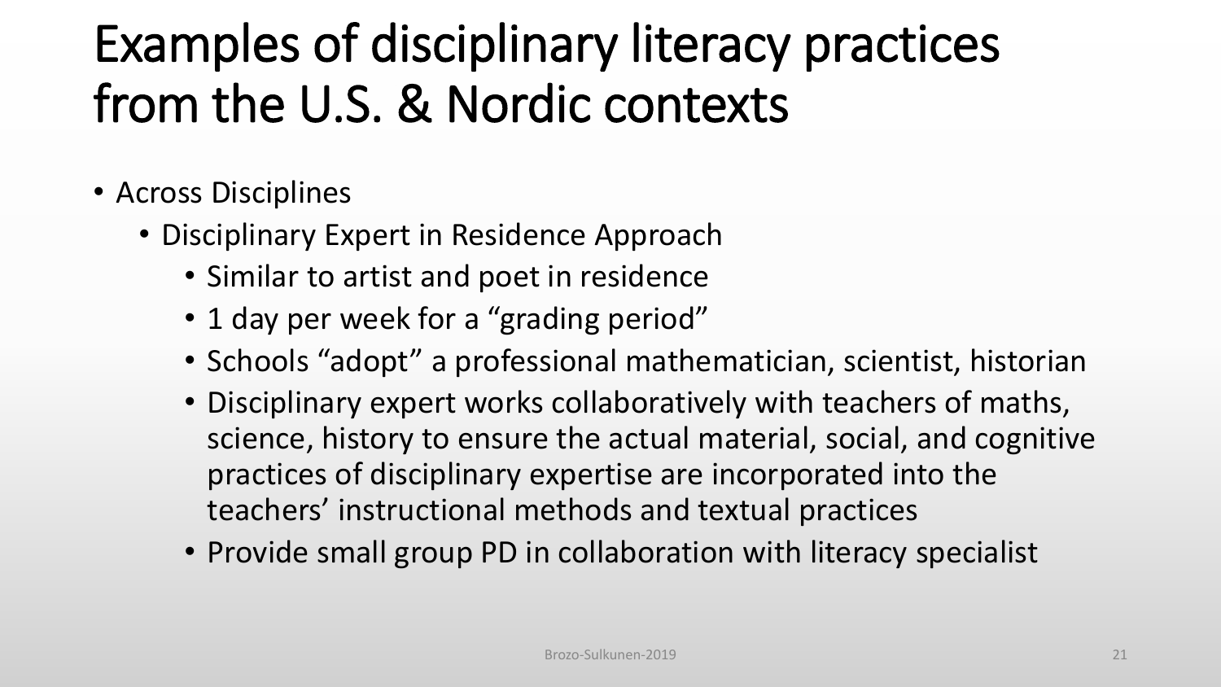# Examples of disciplinary literacy practices from the U.S. & Nordic contexts

- Across Disciplines
  - Disciplinary Expert in Residence Approach
    - Similar to artist and poet in residence
    - 1 day per week for a "grading period"
    - Schools "adopt" a professional mathematician, scientist, historian
    - Disciplinary expert works collaboratively with teachers of maths, science, history to ensure the actual material, social, and cognitive practices of disciplinary expertise are incorporated into the teachers' instructional methods and textual practices
    - Provide small group PD in collaboration with literacy specialist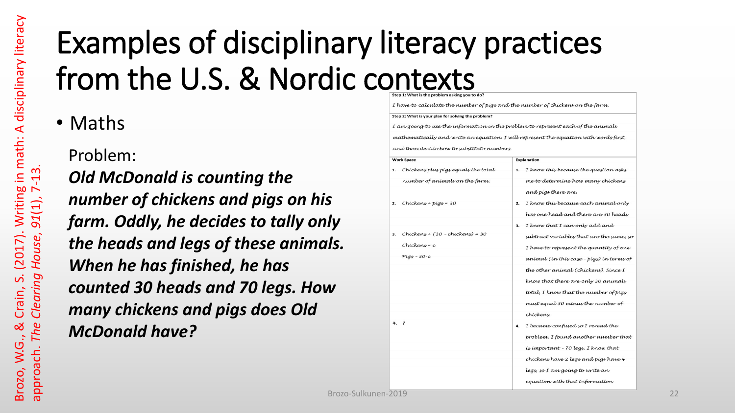# Examples of disciplinary literacy practices from the U.S. & Nordic contexts

Brozo, W.G., & Crain, S. (2017). Writing in math: A disciplinary literacy approach. *The Clearing House, 91*(1), 7-13.

- Maths

Problem:

***Old McDonald is counting the number of chickens and pigs on his farm. Oddly, he decides to tally only the heads and legs of these animals. When he has finished, he has counted 30 heads and 70 legs. How many chickens and pigs does Old McDonald have?***

**Step 1: What is the problem asking you to do?**

*I have to calculate the number of pigs and the number of chickens on the farm.*

**Step 2: What is your plan for solving the problem?**

*I am going to use the information in the problem to represent each of the animals mathematically and write an equation. I will represent the equation with words first, and then decide how to substitute numbers.*

| Work Space | Explanation |
|---|---|
| 1. *Chickens plus pigs equals the total number of animals on the farm.* | 1. *I know this because the question asks me to determine how many chickens and pigs there are.* |
| 2. *Chickens + pigs = 30* | 2. *I know this because each animal only has one head and there are 30 heads* |
| 3. *Chickens + (30 – chickens) = 30*<br>*Chickens = c*<br>*Pigs – 30-c* | 3. *I know that I can only add and subtract variables that are the same, so I have to represent the quantity of one animal (in this case - pigs) in terms of the other animal (chickens). Since I know that there are only 30 animals total, I know that the number of pigs must equal 30 minus the number of chickens.* |
| 4. ? | 4. *I became confused so I reread the problem. I found another number that is important - 70 legs. I know that chickens have 2 legs and pigs have 4 legs, so I am going to write an equation with that information* |

Brozo-Sulkunen-2019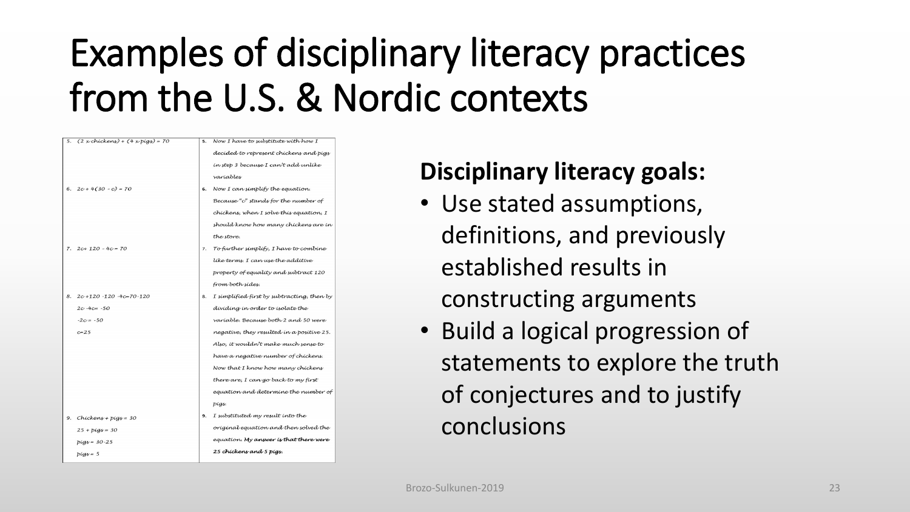# Examples of disciplinary literacy practices from the U.S. & Nordic contexts

| | |
|---|---|
| 5. $(2 \times chickens) + (4 \times pigs) = 70$ | 5. Now I have to substitute with how I decided to represent chickens and pigs in step 3 because I can't add unlike variables |
| 6. $2c + 4(30 - c) = 70$ | 6. Now I can simplify the equation. Because "c" stands for the number of chickens, when I solve this equation, I should know how many chickens are in the store. |
| 7. $2c + 120 - 4c = 70$ | 7. To further simplify, I have to combine like terms. I can use the additive property of equality and subtract 120 from both sides. |
| 8. $2c + 120 - 120 - 4c = 70 - 120$<br>$2c - 4c = -50$<br>$-2c = -50$<br>$c = 25$ | 8. I simplified first by subtracting, then by dividing in order to isolate the variable. Because both 2 and 50 were negative, they resulted in a positive 25. Also, it wouldn't make much sense to have a negative number of chickens. Now that I know how many chickens there are, I can go back to my first equation and determine the number of pigs. |
| 9. $Chickens + pigs = 30$<br>$25 + pigs = 30$<br>$pigs = 30 - 25$<br>$pigs = 5$ | 9. I substituted my result into the original equation and then solved the equation. **My answer is that there were 25 chickens and 5 pigs.** |

**Disciplinary literacy goals:**

- Use stated assumptions, definitions, and previously established results in constructing arguments
- Build a logical progression of statements to explore the truth of conjectures and to justify conclusions

Brozo-Sulkunen-2019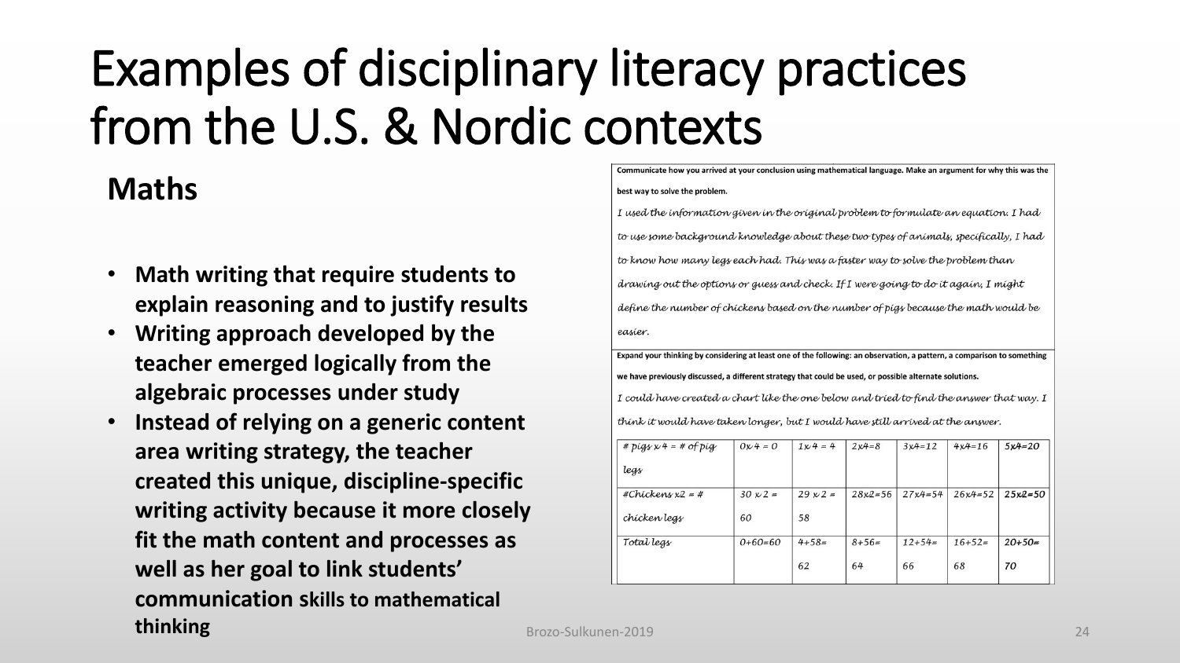# Examples of disciplinary literacy practices from the U.S. & Nordic contexts

## Maths

- **Math writing that require students to explain reasoning and to justify results**
- **Writing approach developed by the teacher emerged logically from the algebraic processes under study**
- **Instead of relying on a generic content area writing strategy, the teacher created this unique, discipline-specific writing activity because it more closely fit the math content and processes as well as her goal to link students' communication skills to mathematical thinking**

**Communicate how you arrived at your conclusion using mathematical language. Make an argument for why this was the best way to solve the problem.**

*I used the information given in the original problem to formulate an equation. I had to use some background knowledge about these two types of animals, specifically, I had to know how many legs each had. This was a faster way to solve the problem than drawing out the options or guess and check. If I were going to do it again, I might define the number of chickens based on the number of pigs because the math would be easier.*

**Expand your thinking by considering at least one of the following: an observation, a pattern, a comparison to something we have previously discussed, a different strategy that could be used, or possible alternate solutions.**

*I could have created a chart like the one below and tried to find the answer that way. I think it would have taken longer, but I would have still arrived at the answer.*

| # pigs x 4 = # of pig legs | 0x4 = 0 | 1x4 = 4 | 2x4=8 | 3x4=12 | 4x4=16 | 5x4=20 |
|---|---|---|---|---|---|---|
| #Chickens x2 = # chicken legs | 30 x 2 = 60 | 29 x 2 = 58 | 28x2=56 | 27x4=54 | 26x4=52 | 25x2=50 |
| Total legs | 0+60=60 | 4+58= 62 | 8+56= 64 | 12+54= 66 | 16+52= 68 | 20+50= 70 |

Brozo-Sulkunen-2019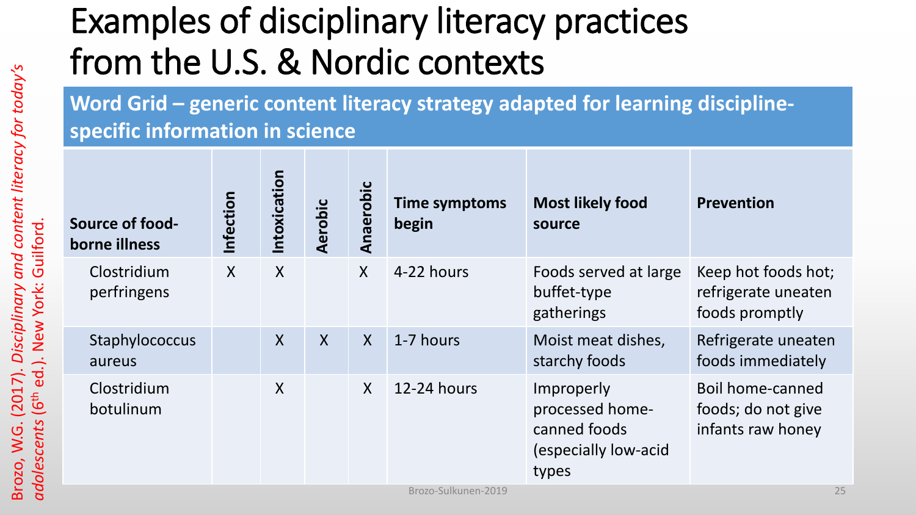# Examples of disciplinary literacy practices from the U.S. & Nordic contexts

## Word Grid – generic content literacy strategy adapted for learning discipline-specific information in science

| Source of food-borne illness | Infection | Intoxication | Aerobic | Anaerobic | Time symptoms begin | Most likely food source | Prevention |
|---|---|---|---|---|---|---|---|
| Clostridium perfringens | X | X | | X | 4-22 hours | Foods served at large buffet-type gatherings | Keep hot foods hot; refrigerate uneaten foods promptly |
| Staphylococcus aureus | | X | X | X | 1-7 hours | Moist meat dishes, starchy foods | Refrigerate uneaten foods immediately |
| Clostridium botulinum | | X | | X | 12-24 hours | Improperly processed home-canned foods (especially low-acid types | Boil home-canned foods; do not give infants raw honey |

Brozo, W.G. (2017). *Disciplinary and content literacy for today's adolescents* (6th ed.). New York: Guilford.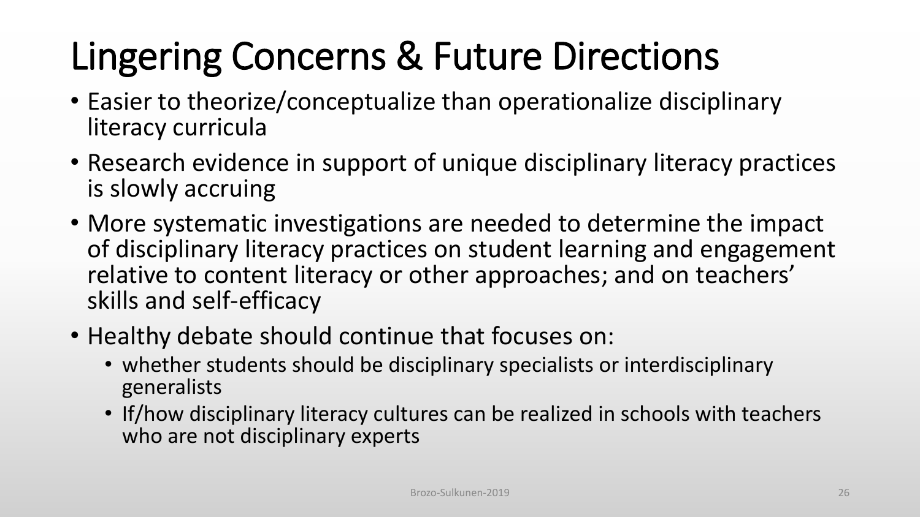# Lingering Concerns & Future Directions

- Easier to theorize/conceptualize than operationalize disciplinary literacy curricula
- Research evidence in support of unique disciplinary literacy practices is slowly accruing
- More systematic investigations are needed to determine the impact of disciplinary literacy practices on student learning and engagement relative to content literacy or other approaches; and on teachers' skills and self-efficacy
- Healthy debate should continue that focuses on:
  - whether students should be disciplinary specialists or interdisciplinary generalists
  - If/how disciplinary literacy cultures can be realized in schools with teachers who are not disciplinary experts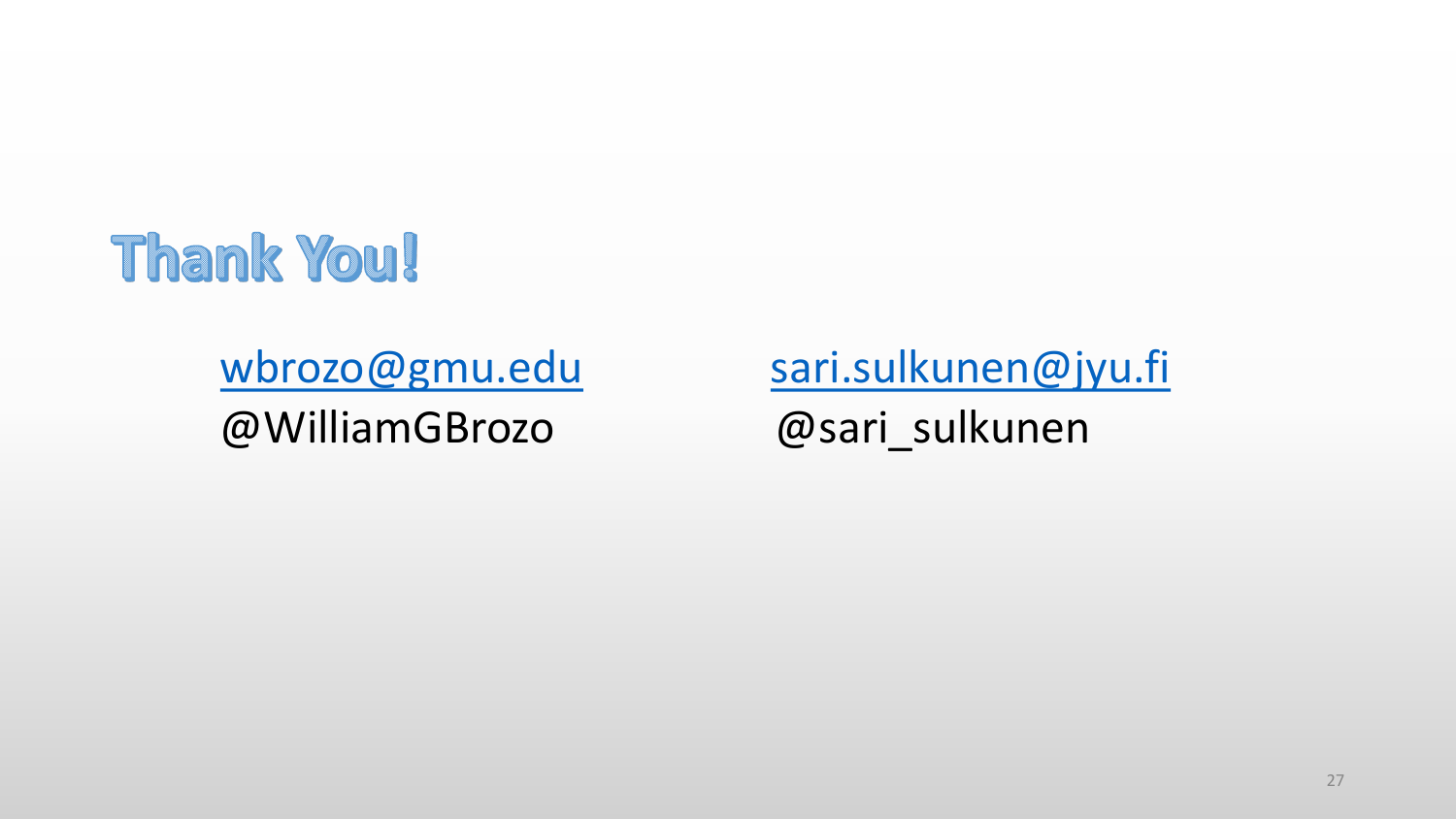# Thank You!

wbrozo@gmu.edu
@WilliamGBrozo

sari.sulkunen@jyu.fi
@sari_sulkunen